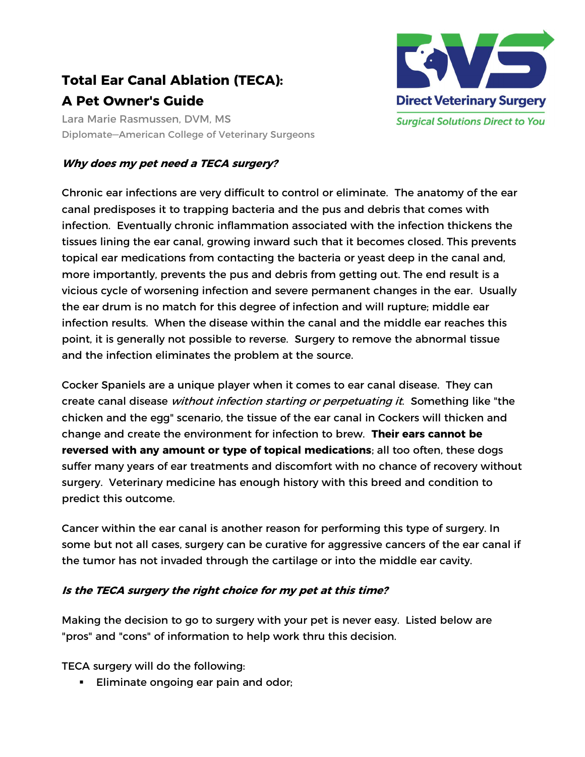# Total Ear Canal Ablation (TECA): A Pet Owner's Guide

Lara Marie Rasmussen, DVM, MS

Diplomate—American College of Veterinary Surgeons

Direct Veterinary Surgery

*Surgical Solutions Direct to You*

### *Why does my pet need a TECA surgery?*

Chronic ear infections are very difficult to control or eliminate. The anatomy of the ear canal predisposes it to trapping bacteria and the pus and debris that comes with infection. Eventually chronic inflammation associated with the infection thickens the tissues lining the ear canal, growing inward such that it becomes closed. This prevents topical ear medications from contacting the bacteria or yeast deep in the canal and, more importantly, prevents the pus and debris from getting out. The end result is a vicious cycle of worsening infection and severe permanent changes in the ear. Usually the ear drum is no match for this degree of infection and will rupture; middle ear infection results. When the disease within the canal and the middle ear reaches this point, it is generally not possible to reverse. Surgery to remove the abnormal tissue and the infection eliminates the problem at the source.

Cocker Spaniels are a unique player when it comes to ear canal disease. They can create canal disease *without infection starting or perpetuating it*. Something like "the chicken and the egg" scenario, the tissue of the ear canal in Cockers will thicken and change and create the environment for infection to brew. **Their ears cannot be reversed with any amount or type of topical medications**; all too often, these dogs suffer many years of ear treatments and discomfort with no chance of recovery without surgery. Veterinary medicine has enough history with this breed and condition to predict this outcome.

Cancer within the ear canal is another reason for performing this type of surgery. In some but not all cases, surgery can be curative for aggressive cancers of the ear canal if the tumor has not invaded through the cartilage or into the middle ear cavity.

### *Is the TECA surgery the right choice for my pet at this time?*

Making the decision to go to surgery with your pet is never easy. Listed below are "pros" and "cons" of information to help work thru this decision.

TECA surgery will do the following:

- Eliminate ongoing ear pain and odor;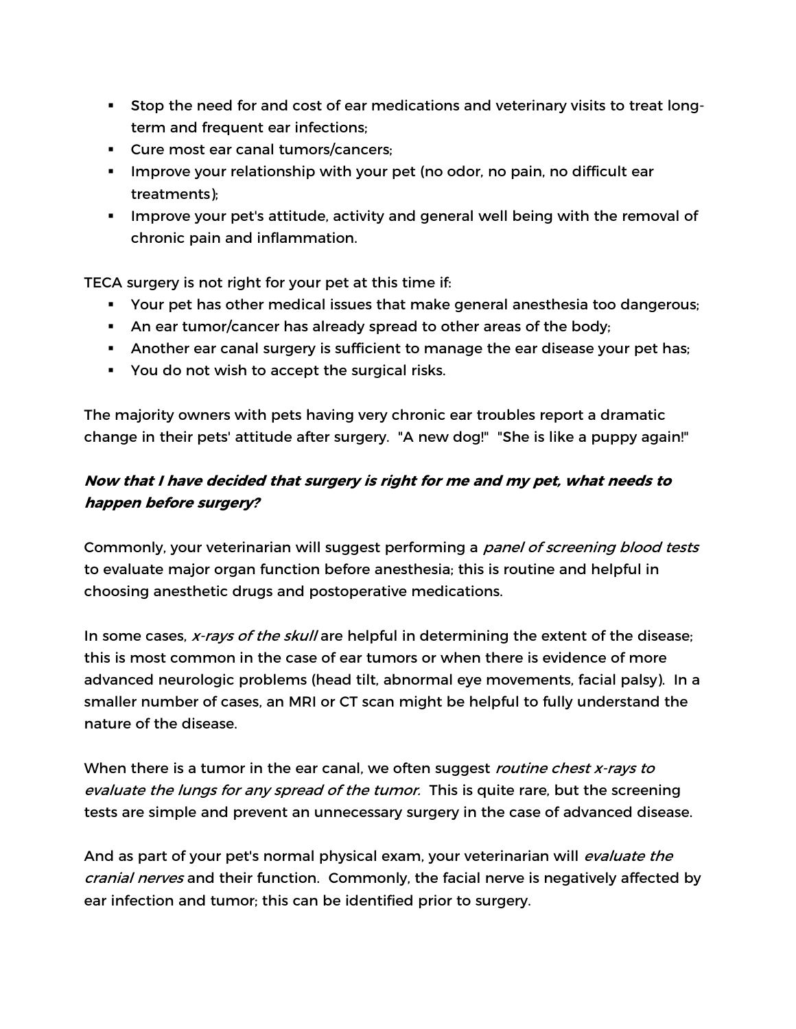- Stop the need for and cost of ear medications and veterinary visits to treat long-term and frequent ear infections;
- Cure most ear canal tumors/cancers;
- Improve your relationship with your pet (no odor, no pain, no difficult ear treatments);
- Improve your pet's attitude, activity and general well being with the removal of chronic pain and inflammation.

TECA surgery is not right for your pet at this time if:

- Your pet has other medical issues that make general anesthesia too dangerous;
- An ear tumor/cancer has already spread to other areas of the body;
- Another ear canal surgery is sufficient to manage the ear disease your pet has;
- You do not wish to accept the surgical risks.

The majority owners with pets having very chronic ear troubles report a dramatic change in their pets' attitude after surgery. "A new dog!" "She is like a puppy again!"

### ***Now that I have decided that surgery is right for me and my pet, what needs to happen before surgery?***

Commonly, your veterinarian will suggest performing a *panel of screening blood tests* to evaluate major organ function before anesthesia; this is routine and helpful in choosing anesthetic drugs and postoperative medications.

In some cases, *x-rays of the skull* are helpful in determining the extent of the disease; this is most common in the case of ear tumors or when there is evidence of more advanced neurologic problems (head tilt, abnormal eye movements, facial palsy). In a smaller number of cases, an MRI or CT scan might be helpful to fully understand the nature of the disease.

When there is a tumor in the ear canal, we often suggest *routine chest x-rays to evaluate the lungs for any spread of the tumor.* This is quite rare, but the screening tests are simple and prevent an unnecessary surgery in the case of advanced disease.

And as part of your pet's normal physical exam, your veterinarian will *evaluate the cranial nerves* and their function. Commonly, the facial nerve is negatively affected by ear infection and tumor; this can be identified prior to surgery.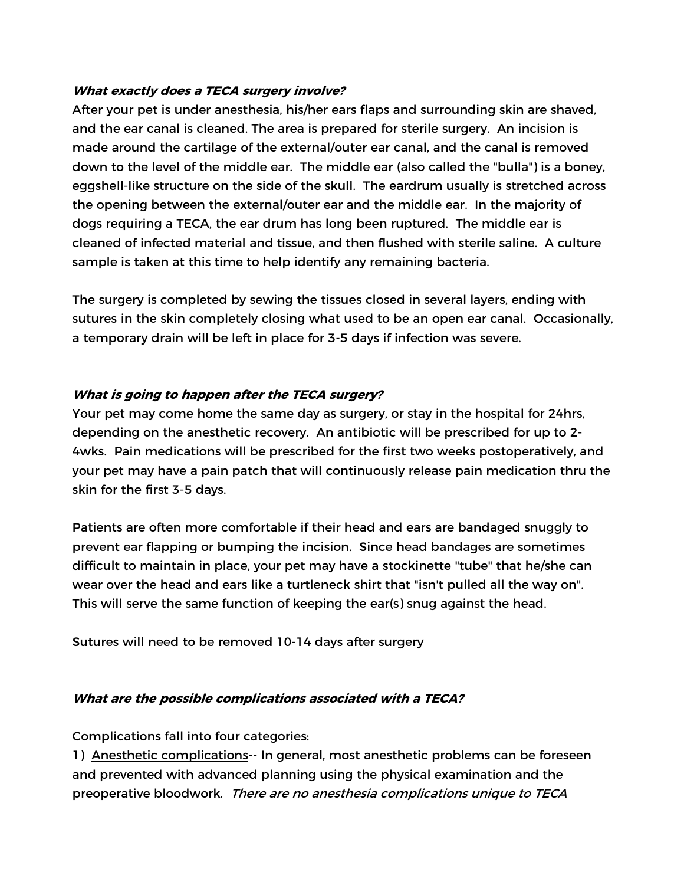### ***What exactly does a TECA surgery involve?***

After your pet is under anesthesia, his/her ears flaps and surrounding skin are shaved, and the ear canal is cleaned. The area is prepared for sterile surgery. An incision is made around the cartilage of the external/outer ear canal, and the canal is removed down to the level of the middle ear. The middle ear (also called the "bulla") is a boney, eggshell-like structure on the side of the skull. The eardrum usually is stretched across the opening between the external/outer ear and the middle ear. In the majority of dogs requiring a TECA, the ear drum has long been ruptured. The middle ear is cleaned of infected material and tissue, and then flushed with sterile saline. A culture sample is taken at this time to help identify any remaining bacteria.

The surgery is completed by sewing the tissues closed in several layers, ending with sutures in the skin completely closing what used to be an open ear canal. Occasionally, a temporary drain will be left in place for 3-5 days if infection was severe.

### ***What is going to happen after the TECA surgery?***

Your pet may come home the same day as surgery, or stay in the hospital for 24hrs, depending on the anesthetic recovery. An antibiotic will be prescribed for up to 2-4wks. Pain medications will be prescribed for the first two weeks postoperatively, and your pet may have a pain patch that will continuously release pain medication thru the skin for the first 3-5 days.

Patients are often more comfortable if their head and ears are bandaged snuggly to prevent ear flapping or bumping the incision. Since head bandages are sometimes difficult to maintain in place, your pet may have a stockinette "tube" that he/she can wear over the head and ears like a turtleneck shirt that "isn't pulled all the way on". This will serve the same function of keeping the ear(s) snug against the head.

Sutures will need to be removed 10-14 days after surgery

### ***What are the possible complications associated with a TECA?***

Complications fall into four categories:

1) Anesthetic complications-- In general, most anesthetic problems can be foreseen and prevented with advanced planning using the physical examination and the preoperative bloodwork. *There are no anesthesia complications unique to TECA*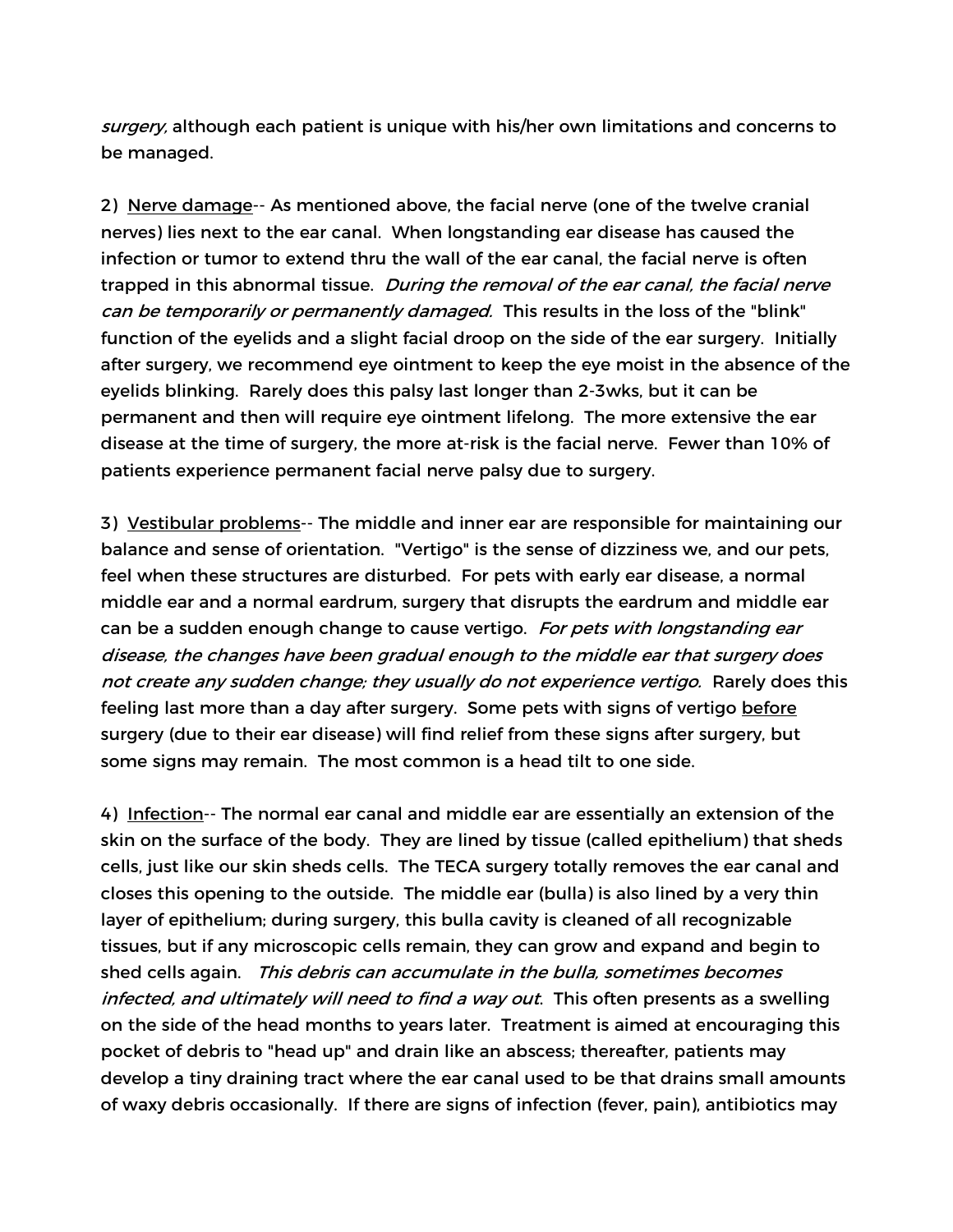*surgery,* although each patient is unique with his/her own limitations and concerns to be managed.

2) Nerve damage-- As mentioned above, the facial nerve (one of the twelve cranial nerves) lies next to the ear canal. When longstanding ear disease has caused the infection or tumor to extend thru the wall of the ear canal, the facial nerve is often trapped in this abnormal tissue. *During the removal of the ear canal, the facial nerve can be temporarily or permanently damaged.* This results in the loss of the "blink" function of the eyelids and a slight facial droop on the side of the ear surgery. Initially after surgery, we recommend eye ointment to keep the eye moist in the absence of the eyelids blinking. Rarely does this palsy last longer than 2-3wks, but it can be permanent and then will require eye ointment lifelong. The more extensive the ear disease at the time of surgery, the more at-risk is the facial nerve. Fewer than 10% of patients experience permanent facial nerve palsy due to surgery.

3) Vestibular problems-- The middle and inner ear are responsible for maintaining our balance and sense of orientation. "Vertigo" is the sense of dizziness we, and our pets, feel when these structures are disturbed. For pets with early ear disease, a normal middle ear and a normal eardrum, surgery that disrupts the eardrum and middle ear can be a sudden enough change to cause vertigo. *For pets with longstanding ear disease, the changes have been gradual enough to the middle ear that surgery does not create any sudden change; they usually do not experience vertigo.* Rarely does this feeling last more than a day after surgery. Some pets with signs of vertigo before surgery (due to their ear disease) will find relief from these signs after surgery, but some signs may remain. The most common is a head tilt to one side.

4) Infection-- The normal ear canal and middle ear are essentially an extension of the skin on the surface of the body. They are lined by tissue (called epithelium) that sheds cells, just like our skin sheds cells. The TECA surgery totally removes the ear canal and closes this opening to the outside. The middle ear (bulla) is also lined by a very thin layer of epithelium; during surgery, this bulla cavity is cleaned of all recognizable tissues, but if any microscopic cells remain, they can grow and expand and begin to shed cells again. *This debris can accumulate in the bulla, sometimes becomes infected, and ultimately will need to find a way out.* This often presents as a swelling on the side of the head months to years later. Treatment is aimed at encouraging this pocket of debris to "head up" and drain like an abscess; thereafter, patients may develop a tiny draining tract where the ear canal used to be that drains small amounts of waxy debris occasionally. If there are signs of infection (fever, pain), antibiotics may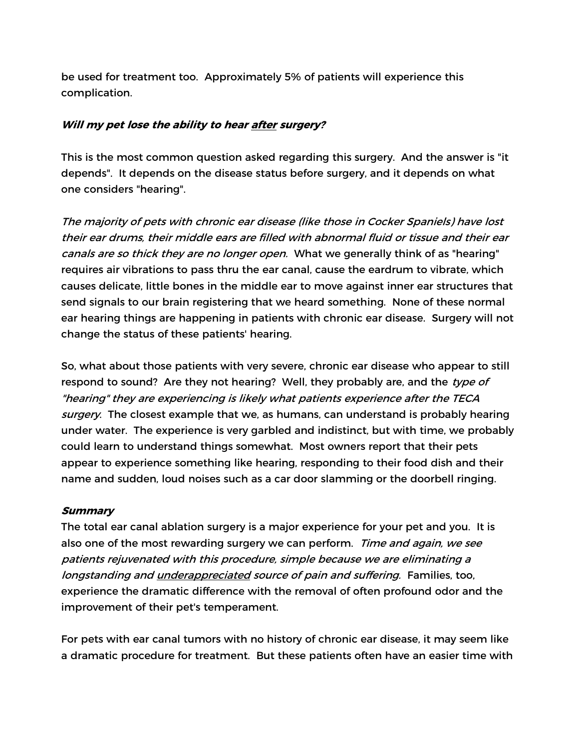be used for treatment too.  Approximately 5% of patients will experience this complication.

***Will my pet lose the ability to hear <u>after</u> surgery?***

This is the most common question asked regarding this surgery.  And the answer is "it depends".  It depends on the disease status before surgery, and it depends on what one considers "hearing".

*The majority of pets with chronic ear disease (like those in Cocker Spaniels) have lost their ear drums, their middle ears are filled with abnormal fluid or tissue and their ear canals are so thick they are no longer open.*  What we generally think of as "hearing" requires air vibrations to pass thru the ear canal, cause the eardrum to vibrate, which causes delicate, little bones in the middle ear to move against inner ear structures that send signals to our brain registering that we heard something.  None of these normal ear hearing things are happening in patients with chronic ear disease.  Surgery will not change the status of these patients' hearing.

So, what about those patients with very severe, chronic ear disease who appear to still respond to sound?  Are they not hearing?  Well, they probably are, and the *type of "hearing" they are experiencing is likely what patients experience after the TECA surgery*.  The closest example that we, as humans, can understand is probably hearing under water.  The experience is very garbled and indistinct, but with time, we probably could learn to understand things somewhat.  Most owners report that their pets appear to experience something like hearing, responding to their food dish and their name and sudden, loud noises such as a car door slamming or the doorbell ringing.

***Summary***

The total ear canal ablation surgery is a major experience for your pet and you.  It is also one of the most rewarding surgery we can perform.  *Time and again, we see patients rejuvenated with this procedure, simple because we are eliminating a longstanding and <u>underappreciated</u> source of pain and suffering.*  Families, too, experience the dramatic difference with the removal of often profound odor and the improvement of their pet's temperament.

For pets with ear canal tumors with no history of chronic ear disease, it may seem like a dramatic procedure for treatment.  But these patients often have an easier time with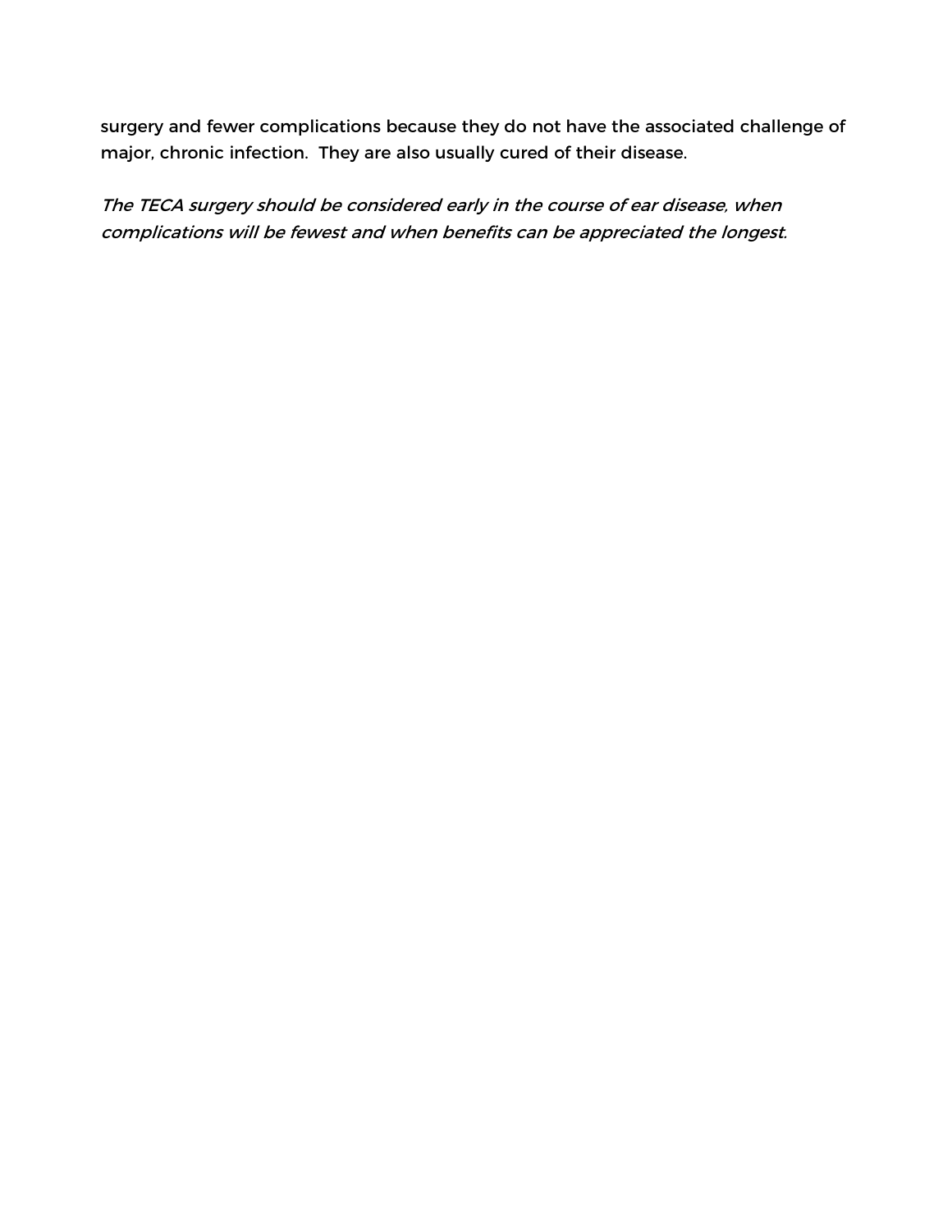surgery and fewer complications because they do not have the associated challenge of major, chronic infection.  They are also usually cured of their disease.

*The TECA surgery should be considered early in the course of ear disease, when complications will be fewest and when benefits can be appreciated the longest.*